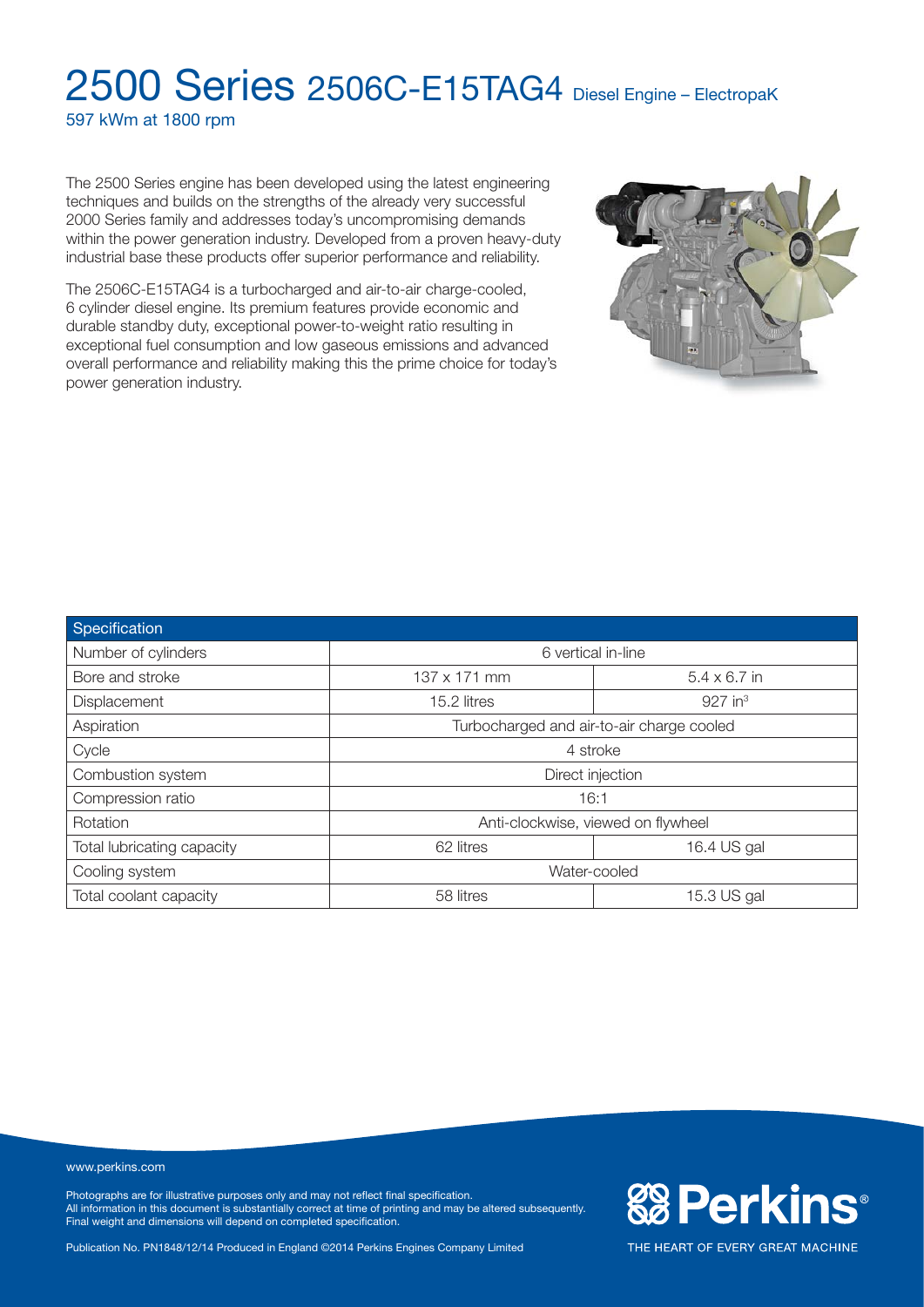# 2500 Series 2506C-E15TAG4 Diesel Engine – ElectropaK

597 kWm at 1800 rpm

The 2500 Series engine has been developed using the latest engineering techniques and builds on the strengths of the already very successful 2000 Series family and addresses today's uncompromising demands within the power generation industry. Developed from a proven heavy-duty industrial base these products offer superior performance and reliability.

The 2506C-E15TAG4 is a turbocharged and air-to-air charge-cooled, 6 cylinder diesel engine. Its premium features provide economic and durable standby duty, exceptional power-to-weight ratio resulting in exceptional fuel consumption and low gaseous emissions and advanced overall performance and reliability making this the prime choice for today's power generation industry.

| Specification | | |
|---|---|---|
| Number of cylinders | 6 vertical in-line | |
| Bore and stroke | 137 x 171 mm | 5.4 x 6.7 in |
| Displacement | 15.2 litres | 927 $in^3$ |
| Aspiration | Turbocharged and air-to-air charge cooled | |
| Cycle | 4 stroke | |
| Combustion system | Direct injection | |
| Compression ratio | 16:1 | |
| Rotation | Anti-clockwise, viewed on flywheel | |
| Total lubricating capacity | 62 litres | 16.4 US gal |
| Cooling system | Water-cooled | |
| Total coolant capacity | 58 litres | 15.3 US gal |

www.perkins.com

Photographs are for illustrative purposes only and may not reflect final specification.
All information in this document is substantially correct at time of printing and may be altered subsequently.
Final weight and dimensions will depend on completed specification.

Publication No. PN1848/12/14 Produced in England ©2014 Perkins Engines Company Limited

Perkins®

THE HEART OF EVERY GREAT MACHINE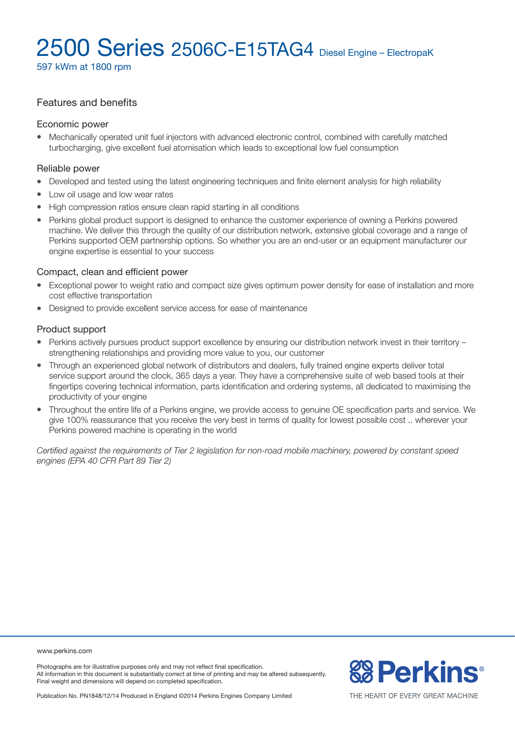# 2500 Series 2506C-E15TAG4 Diesel Engine – ElectropaK

597 kWm at 1800 rpm

## Features and benefits

### Economic power

- Mechanically operated unit fuel injectors with advanced electronic control, combined with carefully matched turbocharging, give excellent fuel atomisation which leads to exceptional low fuel consumption

### Reliable power

- Developed and tested using the latest engineering techniques and finite element analysis for high reliability
- Low oil usage and low wear rates
- High compression ratios ensure clean rapid starting in all conditions
- Perkins global product support is designed to enhance the customer experience of owning a Perkins powered machine. We deliver this through the quality of our distribution network, extensive global coverage and a range of Perkins supported OEM partnership options. So whether you are an end-user or an equipment manufacturer our engine expertise is essential to your success

### Compact, clean and efficient power

- Exceptional power to weight ratio and compact size gives optimum power density for ease of installation and more cost effective transportation
- Designed to provide excellent service access for ease of maintenance

### Product support

- Perkins actively pursues product support excellence by ensuring our distribution network invest in their territory – strengthening relationships and providing more value to you, our customer
- Through an experienced global network of distributors and dealers, fully trained engine experts deliver total service support around the clock, 365 days a year. They have a comprehensive suite of web based tools at their fingertips covering technical information, parts identification and ordering systems, all dedicated to maximising the productivity of your engine
- Throughout the entire life of a Perkins engine, we provide access to genuine OE specification parts and service. We give 100% reassurance that you receive the very best in terms of quality for lowest possible cost .. wherever your Perkins powered machine is operating in the world

*Certified against the requirements of Tier 2 legislation for non-road mobile machinery, powered by constant speed engines (EPA 40 CFR Part 89 Tier 2)*

www.perkins.com

Photographs are for illustrative purposes only and may not reflect final specification.
All information in this document is substantially correct at time of printing and may be altered subsequently.
Final weight and dimensions will depend on completed specification.

Publication No. PN1848/12/14 Produced in England ©2014 Perkins Engines Company Limited

Perkins®

THE HEART OF EVERY GREAT MACHINE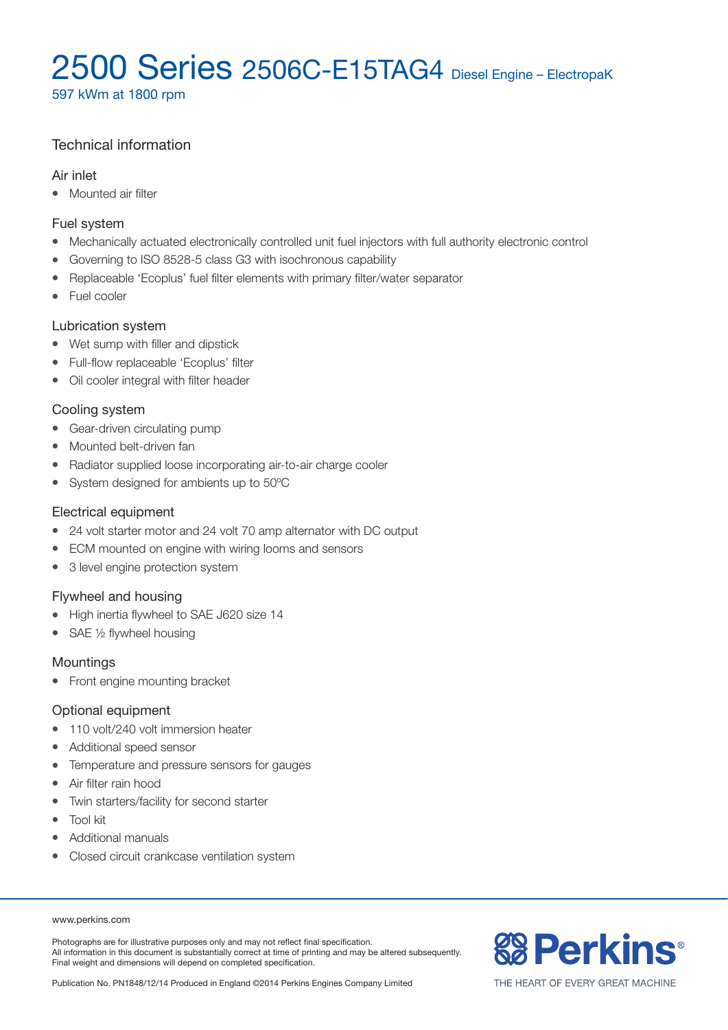# 2500 Series 2506C-E15TAG4 Diesel Engine – ElectropaK

597 kWm at 1800 rpm

## Technical information

### Air inlet

- Mounted air filter

### Fuel system

- Mechanically actuated electronically controlled unit fuel injectors with full authority electronic control
- Governing to ISO 8528-5 class G3 with isochronous capability
- Replaceable 'Ecoplus' fuel filter elements with primary filter/water separator
- Fuel cooler

### Lubrication system

- Wet sump with filler and dipstick
- Full-flow replaceable 'Ecoplus' filter
- Oil cooler integral with filter header

### Cooling system

- Gear-driven circulating pump
- Mounted belt-driven fan
- Radiator supplied loose incorporating air-to-air charge cooler
- System designed for ambients up to 50ºC

### Electrical equipment

- 24 volt starter motor and 24 volt 70 amp alternator with DC output
- ECM mounted on engine with wiring looms and sensors
- 3 level engine protection system

### Flywheel and housing

- High inertia flywheel to SAE J620 size 14
- SAE ½ flywheel housing

### Mountings

- Front engine mounting bracket

### Optional equipment

- 110 volt/240 volt immersion heater
- Additional speed sensor
- Temperature and pressure sensors for gauges
- Air filter rain hood
- Twin starters/facility for second starter
- Tool kit
- Additional manuals
- Closed circuit crankcase ventilation system

www.perkins.com

Photographs are for illustrative purposes only and may not reflect final specification.
All information in this document is substantially correct at time of printing and may be altered subsequently.
Final weight and dimensions will depend on completed specification.

Publication No. PN1848/12/14 Produced in England ©2014 Perkins Engines Company Limited

Perkins®

THE HEART OF EVERY GREAT MACHINE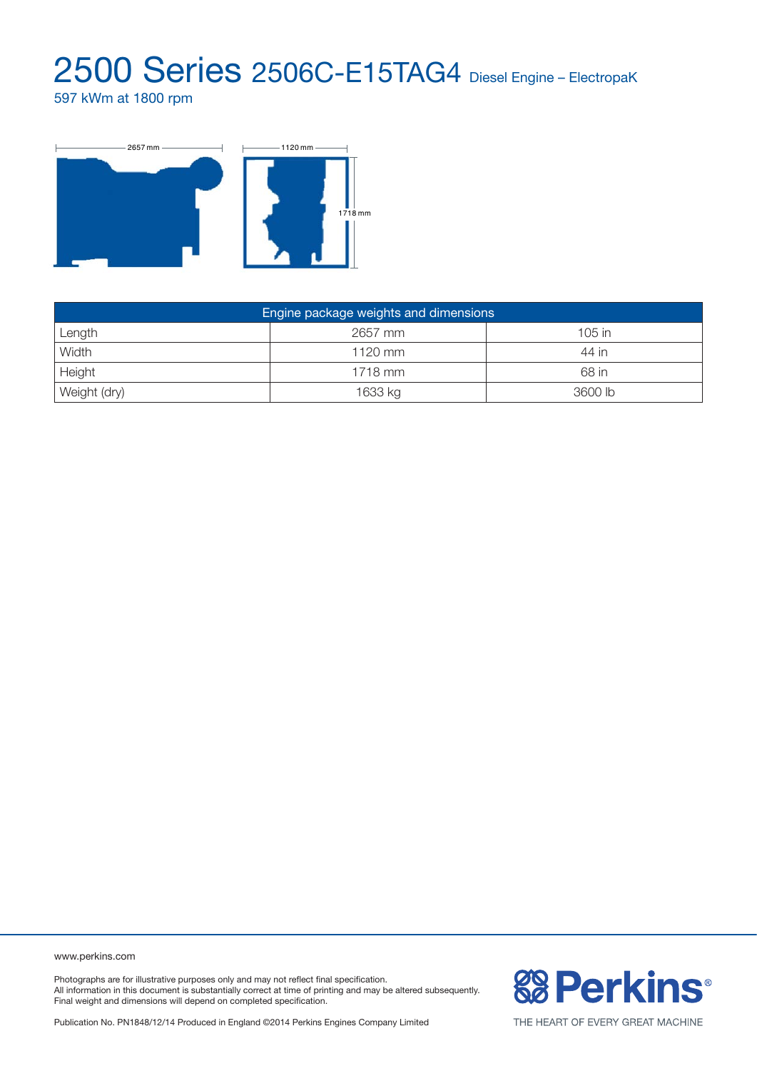# 2500 Series 2506C-E15TAG4 Diesel Engine – ElectropaK

597 kWm at 1800 rpm

| Engine package weights and dimensions | | |
|---|---|---|
| Length | 2657 mm | 105 in |
| Width | 1120 mm | 44 in |
| Height | 1718 mm | 68 in |
| Weight (dry) | 1633 kg | 3600 lb |

www.perkins.com

Photographs are for illustrative purposes only and may not reflect final specification.
All information in this document is substantially correct at time of printing and may be altered subsequently.
Final weight and dimensions will depend on completed specification.

Publication No. PN1848/12/14 Produced in England ©2014 Perkins Engines Company Limited

Perkins® THE HEART OF EVERY GREAT MACHINE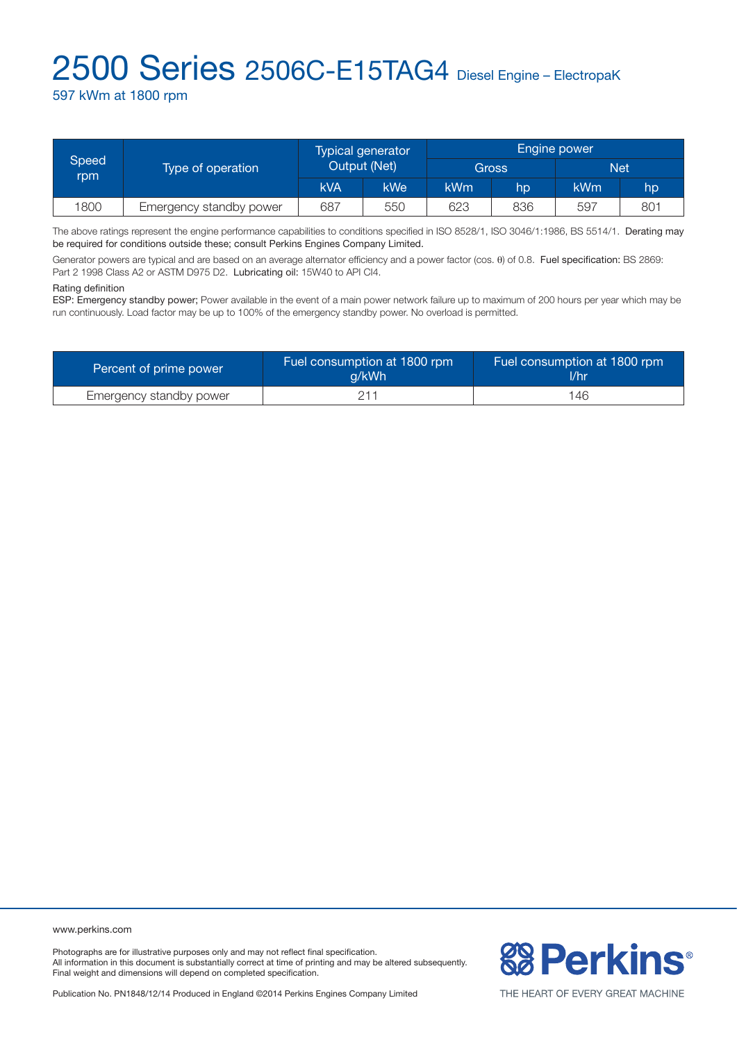# 2500 Series 2506C-E15TAG4 Diesel Engine – ElectropaK

597 kWm at 1800 rpm

| Speed rpm | Type of operation | Typical generator Output (Net) | | Engine power | | | |
|---|---|---|---|---|---|---|---|
| | | | | Gross | | Net | |
| | | kVA | kWe | kWm | hp | kWm | hp |
| 1800 | Emergency standby power | 687 | 550 | 623 | 836 | 597 | 801 |

The above ratings represent the engine performance capabilities to conditions specified in ISO 8528/1, ISO 3046/1:1986, BS 5514/1. Derating may be required for conditions outside these; consult Perkins Engines Company Limited.

Generator powers are typical and are based on an average alternator efficiency and a power factor (cos. θ) of 0.8. Fuel specification: BS 2869: Part 2 1998 Class A2 or ASTM D975 D2. Lubricating oil: 15W40 to API CI4.

Rating definition

ESP: Emergency standby power; Power available in the event of a main power network failure up to maximum of 200 hours per year which may be run continuously. Load factor may be up to 100% of the emergency standby power. No overload is permitted.

| Percent of prime power | Fuel consumption at 1800 rpm g/kWh | Fuel consumption at 1800 rpm l/hr |
|---|---|---|
| Emergency standby power | 211 | 146 |

www.perkins.com

Photographs are for illustrative purposes only and may not reflect final specification.
All information in this document is substantially correct at time of printing and may be altered subsequently.
Final weight and dimensions will depend on completed specification.

Publication No. PN1848/12/14 Produced in England ©2014 Perkins Engines Company Limited

Perkins®

THE HEART OF EVERY GREAT MACHINE